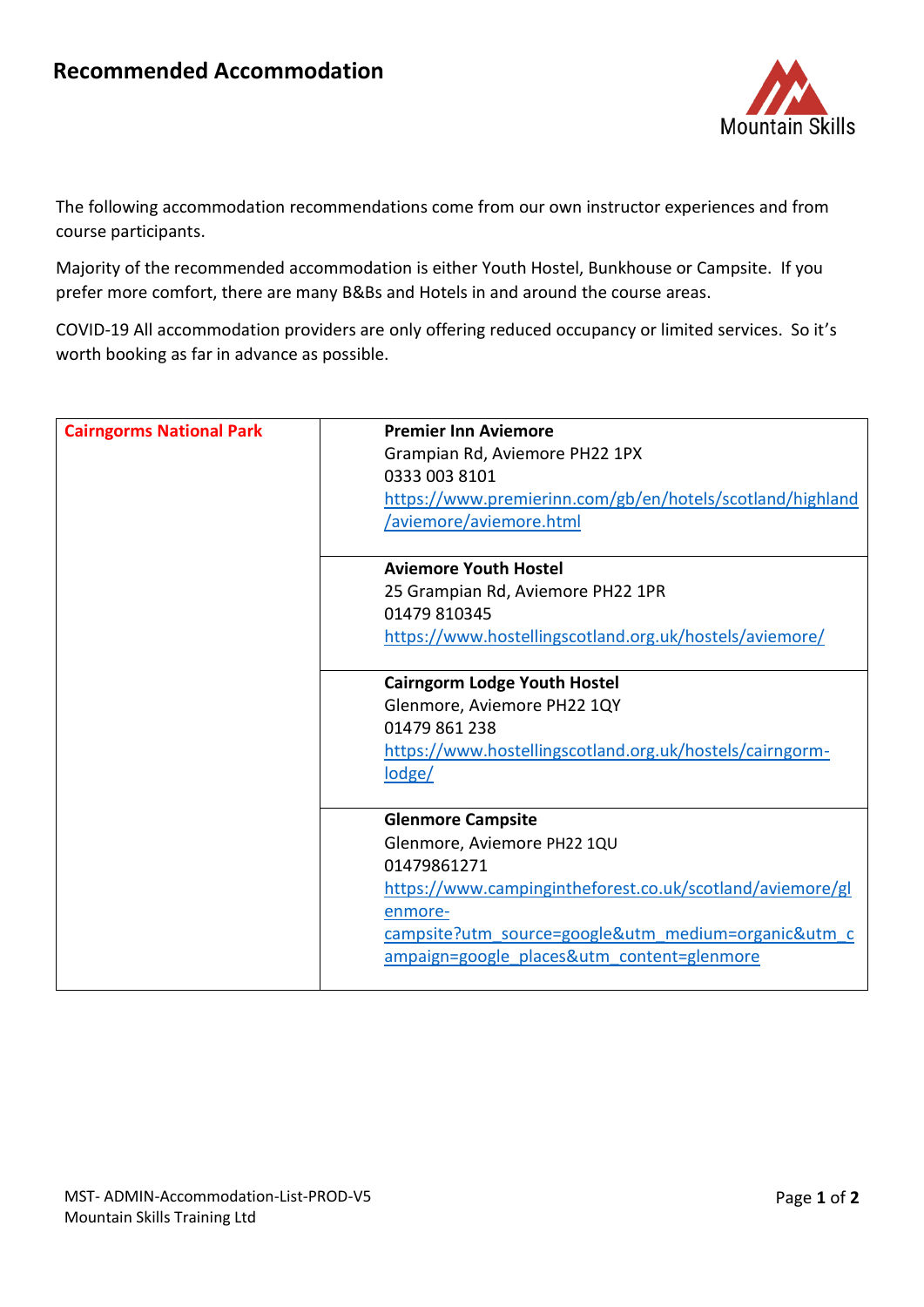# Recommended Accommodation

Mountain Skills

The following accommodation recommendations come from our own instructor experiences and from course participants.

Majority of the recommended accommodation is either Youth Hostel, Bunkhouse or Campsite. If you prefer more comfort, there are many B&Bs and Hotels in and around the course areas.

COVID-19 All accommodation providers are only offering reduced occupancy or limited services. So it's worth booking as far in advance as possible.

| | |
|---|---|
| **Cairngorms National Park** | **Premier Inn Aviemore**<br>Grampian Rd, Aviemore PH22 1PX<br>0333 003 8101<br>https://www.premierinn.com/gb/en/hotels/scotland/highland/aviemore/aviemore.html |
| | **Aviemore Youth Hostel**<br>25 Grampian Rd, Aviemore PH22 1PR<br>01479 810345<br>https://www.hostellingscotland.org.uk/hostels/aviemore/ |
| | **Cairngorm Lodge Youth Hostel**<br>Glenmore, Aviemore PH22 1QY<br>01479 861 238<br>https://www.hostellingscotland.org.uk/hostels/cairngorm-lodge/ |
| | **Glenmore Campsite**<br>Glenmore, Aviemore PH22 1QU<br>01479861271<br>https://www.campingintheforest.co.uk/scotland/aviemore/glenmore-campsite?utm_source=google&utm_medium=organic&utm_campaign=google_places&utm_content=glenmore |

MST- ADMIN-Accommodation-List-PROD-V5
Mountain Skills Training Ltd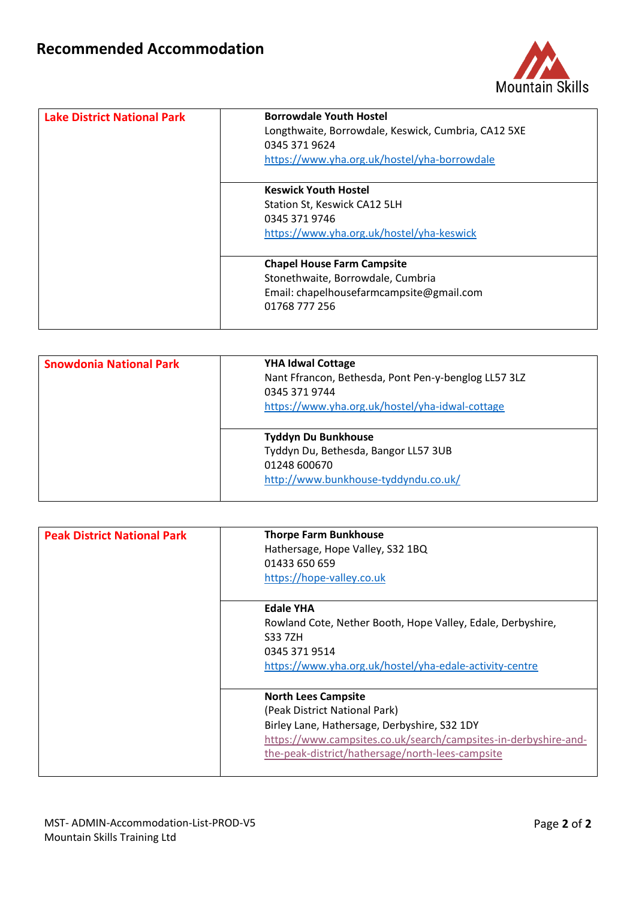# Recommended Accommodation

| | |
|---|---|
| **Lake District National Park** | **Borrowdale Youth Hostel**<br>Longthwaite, Borrowdale, Keswick, Cumbria, CA12 5XE<br>0345 371 9624<br>https://www.yha.org.uk/hostel/yha-borrowdale |
| | **Keswick Youth Hostel**<br>Station St, Keswick CA12 5LH<br>0345 371 9746<br>https://www.yha.org.uk/hostel/yha-keswick |
| | **Chapel House Farm Campsite**<br>Stonethwaite, Borrowdale, Cumbria<br>Email: chapelhousefarmcampsite@gmail.com<br>01768 777 256 |

| | |
|---|---|
| **Snowdonia National Park** | **YHA Idwal Cottage**<br>Nant Ffrancon, Bethesda, Pont Pen-y-benglog LL57 3LZ<br>0345 371 9744<br>https://www.yha.org.uk/hostel/yha-idwal-cottage |
| | **Tyddyn Du Bunkhouse**<br>Tyddyn Du, Bethesda, Bangor LL57 3UB<br>01248 600670<br>http://www.bunkhouse-tyddyndu.co.uk/ |

| | |
|---|---|
| **Peak District National Park** | **Thorpe Farm Bunkhouse**<br>Hathersage, Hope Valley, S32 1BQ<br>01433 650 659<br>https://hope-valley.co.uk |
| | **Edale YHA**<br>Rowland Cote, Nether Booth, Hope Valley, Edale, Derbyshire, S33 7ZH<br>0345 371 9514<br>https://www.yha.org.uk/hostel/yha-edale-activity-centre |
| | **North Lees Campsite**<br>(Peak District National Park)<br>Birley Lane, Hathersage, Derbyshire, S32 1DY<br>https://www.campsites.co.uk/search/campsites-in-derbyshire-and-the-peak-district/hathersage/north-lees-campsite |

MST- ADMIN-Accommodation-List-PROD-V5
Mountain Skills Training Ltd